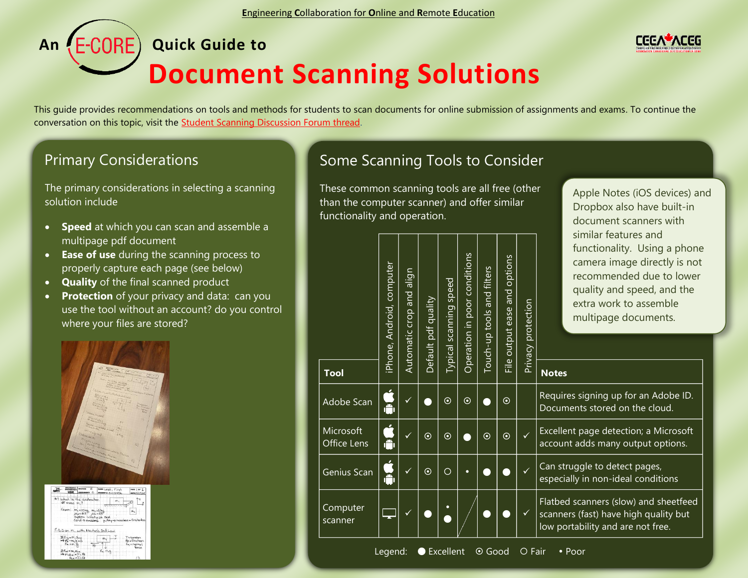Engineering Collaboration for Online and Remote Education

# An E-CORE Quick Guide to Document Scanning Solutions

This guide provides recommendations on tools and methods for students to scan documents for online submission of assignments and exams. To continue the conversation on this topic, visit the Student Scanning Discussion Forum thread.

## Primary Considerations

The primary considerations in selecting a scanning solution include

- **Speed** at which you can scan and assemble a multipage pdf document
- **Ease of use** during the scanning process to properly capture each page (see below)
- **Quality** of the final scanned product
- **Protection** of your privacy and data: can you use the tool without an account? do you control where your files are stored?

## Some Scanning Tools to Consider

These common scanning tools are all free (other than the computer scanner) and offer similar functionality and operation.

Apple Notes (iOS devices) and Dropbox also have built-in document scanners with similar features and functionality. Using a phone camera image directly is not recommended due to lower quality and speed, and the extra work to assemble multipage documents.

| Tool | iPhone, Android, computer | Automatic crop and align | Default pdf quality | Typical scanning speed | Operation in poor conditions | Touch-up tools and filters | File output ease and options | Privacy protection | Notes |
|---|---|---|---|---|---|---|---|---|---|
| Adobe Scan | iPhone, Android | ✓ | ● | ⦿ | ⦿ | ● | ⦿ | | Requires signing up for an Adobe ID. Documents stored on the cloud. |
| Microsoft Office Lens | iPhone, Android | ✓ | ⦿ | ⦿ | ● | ⦿ | ⦿ | ✓ | Excellent page detection; a Microsoft account adds many output options. |
| Genius Scan | iPhone, Android | ✓ | ⦿ | ○ | • | ● | ● | ✓ | Can struggle to detect pages, especially in non-ideal conditions |
| Computer scanner | computer | ✓ | ● | • / ● | / | ● | ● | ✓ | Flatbed scanners (slow) and sheetfeed scanners (fast) have high quality but low portability and are not free. |

Legend: ● Excellent ⦿ Good ○ Fair • Poor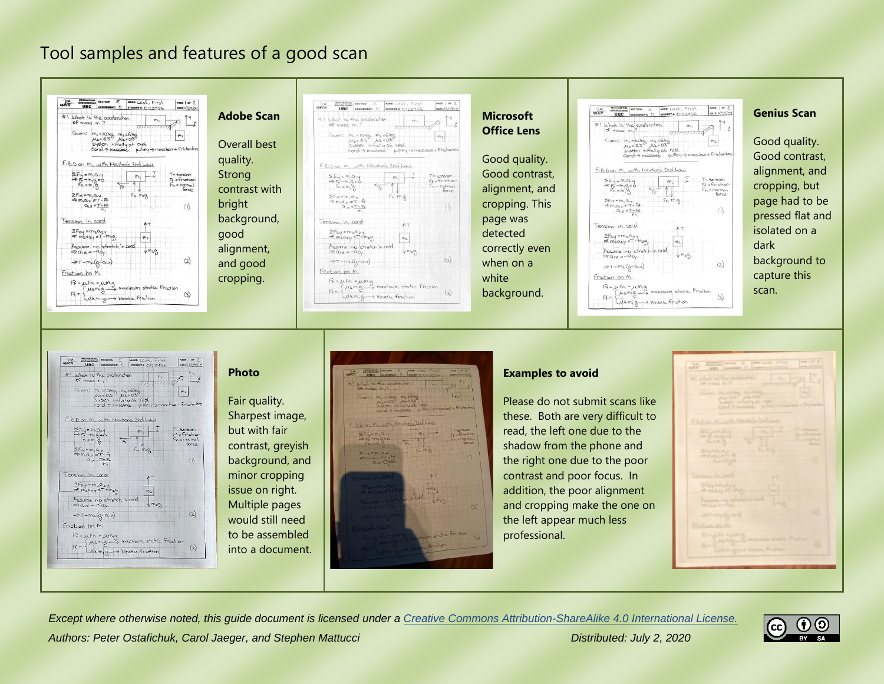# Tool samples and features of a good scan

**Adobe Scan**

Overall best quality. Strong contrast with bright background, good alignment, and good cropping.

**Microsoft Office Lens**

Good quality. Good contrast, alignment, and cropping. This page was detected correctly even when on a white background.

**Genius Scan**

Good quality. Good contrast, alignment, and cropping, but page had to be pressed flat and isolated on a dark background to capture this scan.

**Photo**

Fair quality. Sharpest image, but with fair contrast, greyish background, and minor cropping issue on right. Multiple pages would still need to be assembled into a document.

**Examples to avoid**

Please do not submit scans like these. Both are very difficult to read, the left one due to the shadow from the phone and the right one due to the poor contrast and poor focus. In addition, the poor alignment and cropping make the one on the left appear much less professional.

*Except where otherwise noted, this guide document is licensed under a [Creative Commons Attribution-ShareAlike 4.0 International License.](https://creativecommons.org/licenses/by-sa/4.0/)*

*Authors: Peter Ostafichuk, Carol Jaeger, and Stephen Mattucci* *Distributed: July 2, 2020*